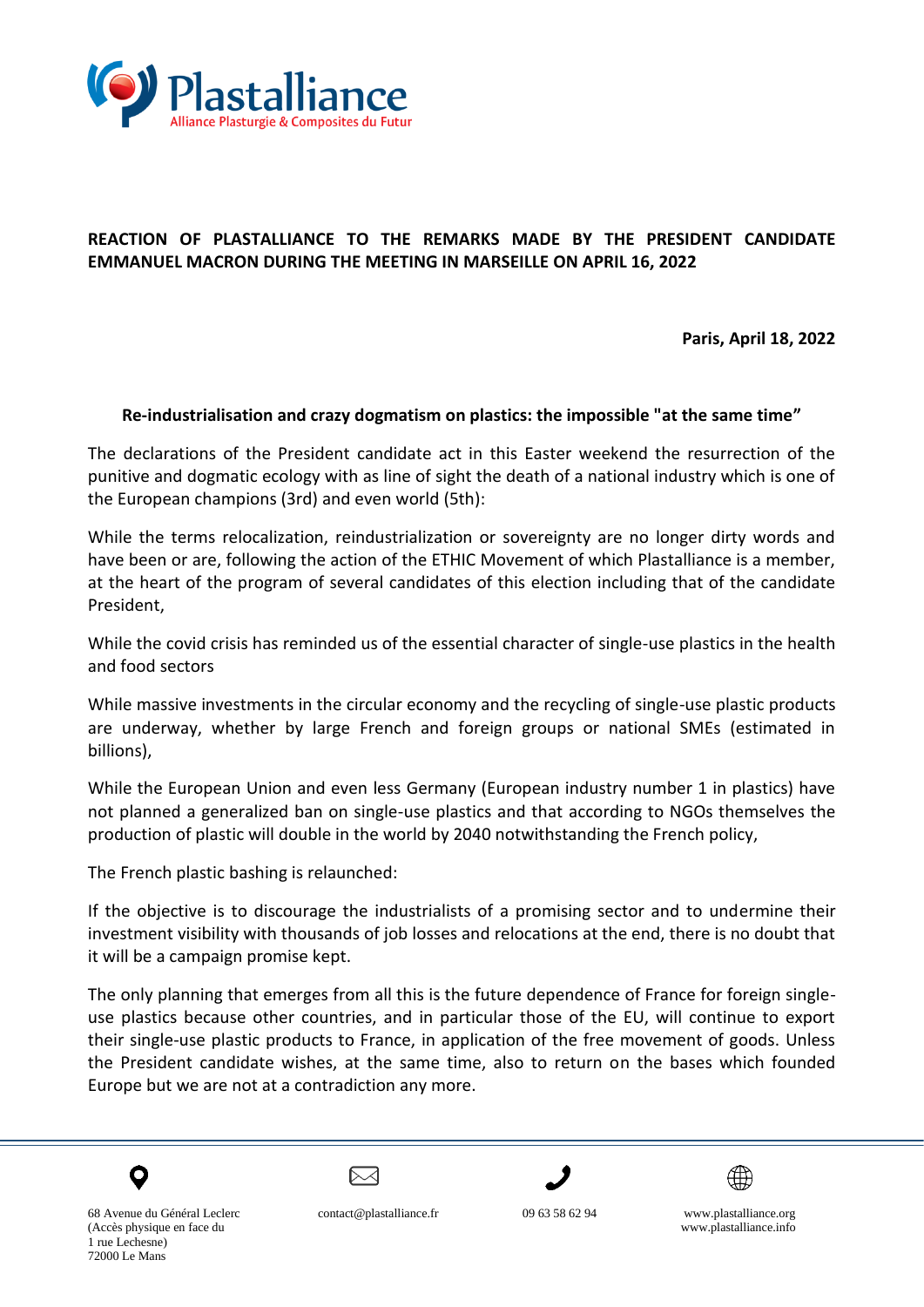Plastalliance
Alliance Plasturgie & Composites du Futur

**REACTION OF PLASTALLIANCE TO THE REMARKS MADE BY THE PRESIDENT CANDIDATE EMMANUEL MACRON DURING THE MEETING IN MARSEILLE ON APRIL 16, 2022**

**Paris, April 18, 2022**

**Re-industrialisation and crazy dogmatism on plastics: the impossible "at the same time"**

The declarations of the President candidate act in this Easter weekend the resurrection of the punitive and dogmatic ecology with as line of sight the death of a national industry which is one of the European champions (3rd) and even world (5th):

While the terms relocalization, reindustrialization or sovereignty are no longer dirty words and have been or are, following the action of the ETHIC Movement of which Plastalliance is a member, at the heart of the program of several candidates of this election including that of the candidate President,

While the covid crisis has reminded us of the essential character of single-use plastics in the health and food sectors

While massive investments in the circular economy and the recycling of single-use plastic products are underway, whether by large French and foreign groups or national SMEs (estimated in billions),

While the European Union and even less Germany (European industry number 1 in plastics) have not planned a generalized ban on single-use plastics and that according to NGOs themselves the production of plastic will double in the world by 2040 notwithstanding the French policy,

The French plastic bashing is relaunched:

If the objective is to discourage the industrialists of a promising sector and to undermine their investment visibility with thousands of job losses and relocations at the end, there is no doubt that it will be a campaign promise kept.

The only planning that emerges from all this is the future dependence of France for foreign single-use plastics because other countries, and in particular those of the EU, will continue to export their single-use plastic products to France, in application of the free movement of goods. Unless the President candidate wishes, at the same time, also to return on the bases which founded Europe but we are not at a contradiction any more.

68 Avenue du Général Leclerc
(Accès physique en face du
1 rue Lechesne)
72000 Le Mans

contact@plastalliance.fr

09 63 58 62 94

www.plastalliance.org
www.plastalliance.info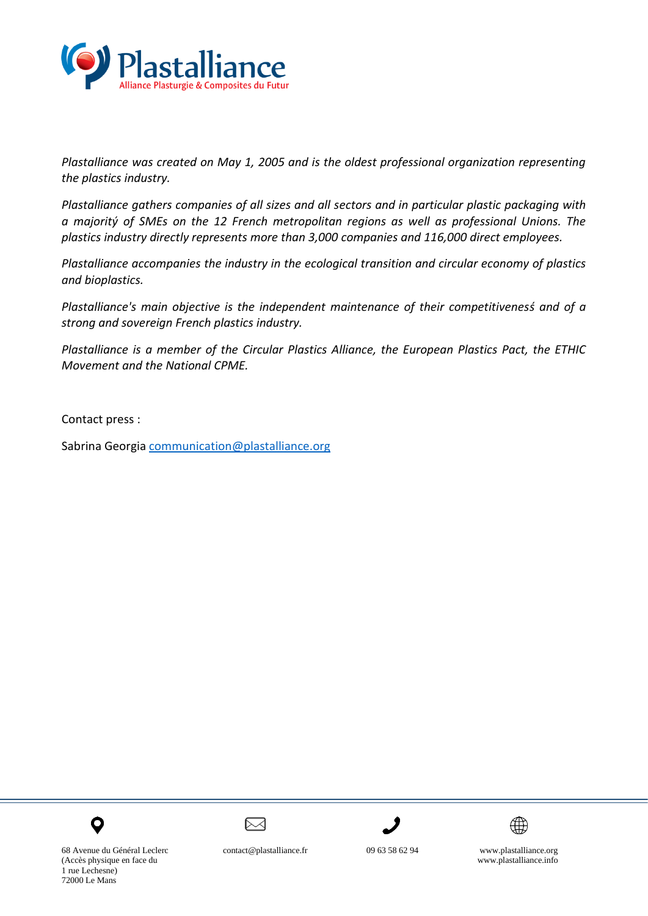*Plastalliance was created on May 1, 2005 and is the oldest professional organization representing the plastics industry.*

*Plastalliance gathers companies of all sizes and all sectors and in particular plastic packaging with a majoritý of SMEs on the 12 French metropolitan regions as well as professional Unions. The plastics industry directly represents more than 3,000 companies and 116,000 direct employees.*

*Plastalliance accompanies the industry in the ecological transition and circular economy of plastics and bioplastics.*

*Plastalliance's main objective is the independent maintenance of their competitivenesś and of a strong and sovereign French plastics industry.*

*Plastalliance is a member of the Circular Plastics Alliance, the European Plastics Pact, the ETHIC Movement and the National CPME.*

Contact press :

Sabrina Georgia communication@plastalliance.org

68 Avenue du Général Leclerc
(Accès physique en face du
1 rue Lechesne)
72000 Le Mans

contact@plastalliance.fr

09 63 58 62 94

www.plastalliance.org
www.plastalliance.info